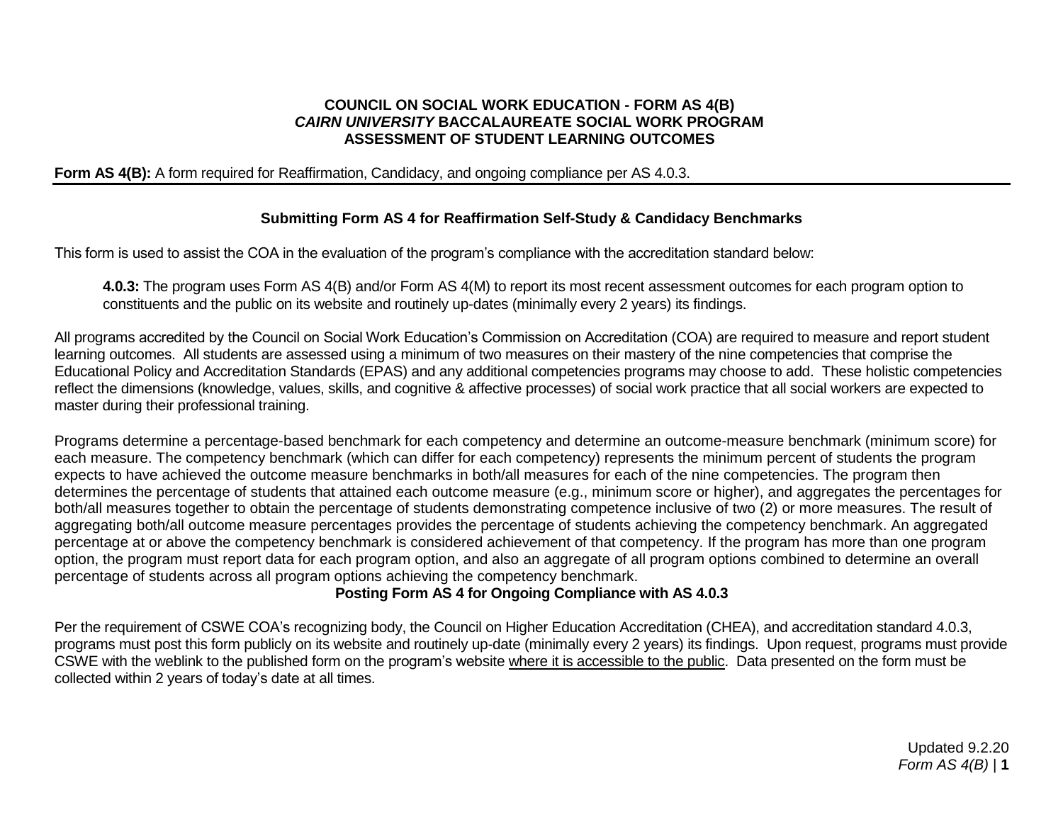# COUNCIL ON SOCIAL WORK EDUCATION - FORM AS 4(B)
# *CAIRN UNIVERSITY* BACCALAUREATE SOCIAL WORK PROGRAM
# ASSESSMENT OF STUDENT LEARNING OUTCOMES

**Form AS 4(B):** A form required for Reaffirmation, Candidacy, and ongoing compliance per AS 4.0.3.

## Submitting Form AS 4 for Reaffirmation Self-Study & Candidacy Benchmarks

This form is used to assist the COA in the evaluation of the program's compliance with the accreditation standard below:

> **4.0.3:** The program uses Form AS 4(B) and/or Form AS 4(M) to report its most recent assessment outcomes for each program option to constituents and the public on its website and routinely up-dates (minimally every 2 years) its findings.

All programs accredited by the Council on Social Work Education's Commission on Accreditation (COA) are required to measure and report student learning outcomes. All students are assessed using a minimum of two measures on their mastery of the nine competencies that comprise the Educational Policy and Accreditation Standards (EPAS) and any additional competencies programs may choose to add. These holistic competencies reflect the dimensions (knowledge, values, skills, and cognitive & affective processes) of social work practice that all social workers are expected to master during their professional training.

Programs determine a percentage-based benchmark for each competency and determine an outcome-measure benchmark (minimum score) for each measure. The competency benchmark (which can differ for each competency) represents the minimum percent of students the program expects to have achieved the outcome measure benchmarks in both/all measures for each of the nine competencies. The program then determines the percentage of students that attained each outcome measure (e.g., minimum score or higher), and aggregates the percentages for both/all measures together to obtain the percentage of students demonstrating competence inclusive of two (2) or more measures. The result of aggregating both/all outcome measure percentages provides the percentage of students achieving the competency benchmark. An aggregated percentage at or above the competency benchmark is considered achievement of that competency. If the program has more than one program option, the program must report data for each program option, and also an aggregate of all program options combined to determine an overall percentage of students across all program options achieving the competency benchmark.

## Posting Form AS 4 for Ongoing Compliance with AS 4.0.3

Per the requirement of CSWE COA's recognizing body, the Council on Higher Education Accreditation (CHEA), and accreditation standard 4.0.3, programs must post this form publicly on its website and routinely up-date (minimally every 2 years) its findings. Upon request, programs must provide CSWE with the weblink to the published form on the program's website <u>where it is accessible to the public</u>. Data presented on the form must be collected within 2 years of today's date at all times.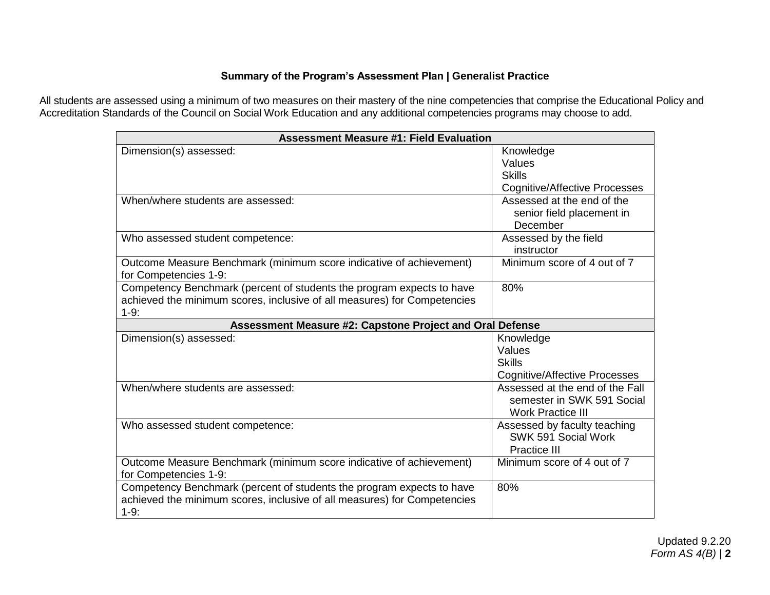**Summary of the Program's Assessment Plan | Generalist Practice**

All students are assessed using a minimum of two measures on their mastery of the nine competencies that comprise the Educational Policy and Accreditation Standards of the Council on Social Work Education and any additional competencies programs may choose to add.

| **Assessment Measure #1: Field Evaluation** | |
|---|---|
| Dimension(s) assessed: | Knowledge<br>Values<br>Skills<br>Cognitive/Affective Processes |
| When/where students are assessed: | Assessed at the end of the senior field placement in December |
| Who assessed student competence: | Assessed by the field instructor |
| Outcome Measure Benchmark (minimum score indicative of achievement) for Competencies 1-9: | Minimum score of 4 out of 7 |
| Competency Benchmark (percent of students the program expects to have achieved the minimum scores, inclusive of all measures) for Competencies 1-9: | 80% |
| **Assessment Measure #2: Capstone Project and Oral Defense** | |
| Dimension(s) assessed: | Knowledge<br>Values<br>Skills<br>Cognitive/Affective Processes |
| When/where students are assessed: | Assessed at the end of the Fall semester in SWK 591 Social Work Practice III |
| Who assessed student competence: | Assessed by faculty teaching SWK 591 Social Work Practice III |
| Outcome Measure Benchmark (minimum score indicative of achievement) for Competencies 1-9: | Minimum score of 4 out of 7 |
| Competency Benchmark (percent of students the program expects to have achieved the minimum scores, inclusive of all measures) for Competencies 1-9: | 80% |

Updated 9.2.20
*Form AS 4(B)*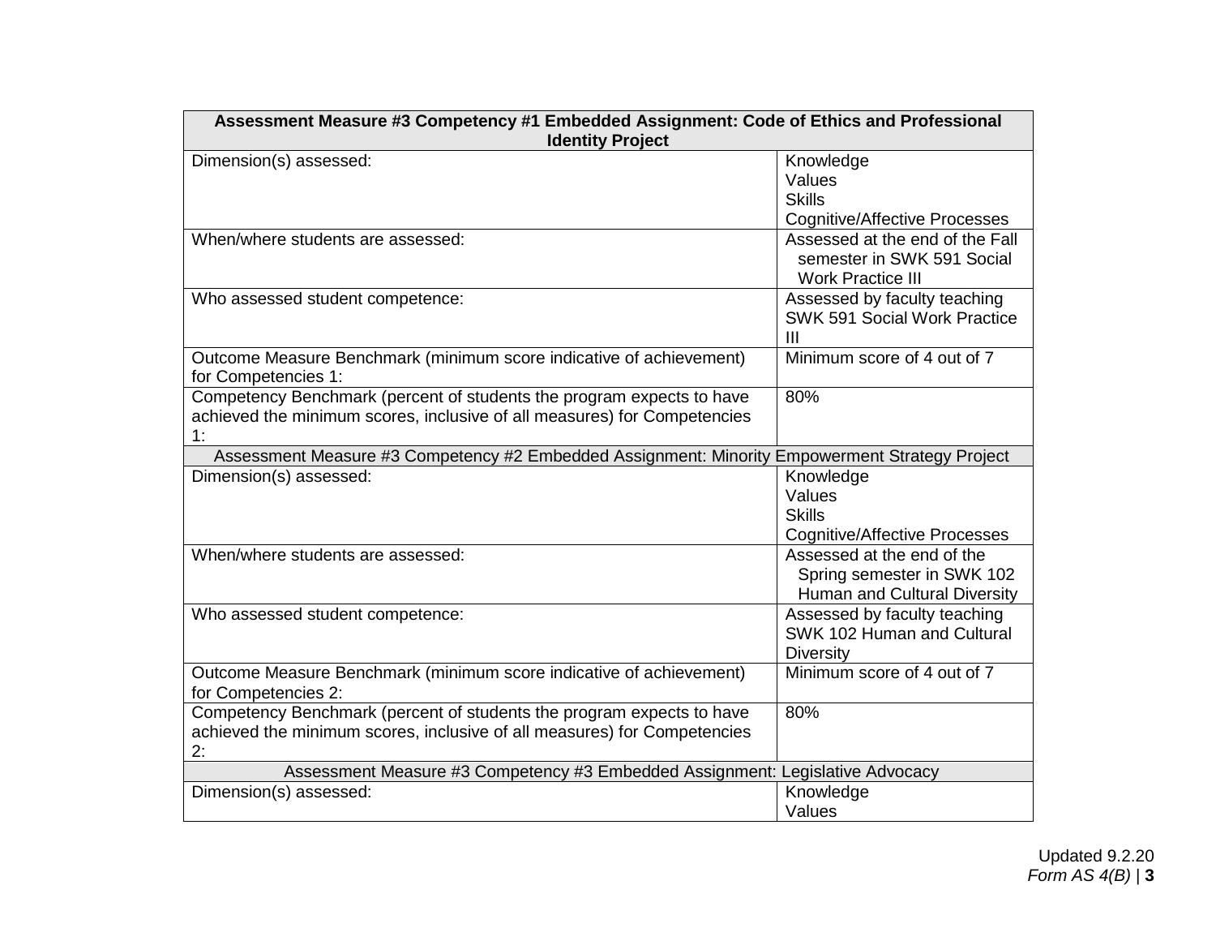| **Assessment Measure #3 Competency #1 Embedded Assignment: Code of Ethics and Professional Identity Project** | |
|---|---|
| Dimension(s) assessed: | Knowledge<br>Values<br>Skills<br>Cognitive/Affective Processes |
| When/where students are assessed: | Assessed at the end of the Fall semester in SWK 591 Social Work Practice III |
| Who assessed student competence: | Assessed by faculty teaching SWK 591 Social Work Practice III |
| Outcome Measure Benchmark (minimum score indicative of achievement) for Competencies 1: | Minimum score of 4 out of 7 |
| Competency Benchmark (percent of students the program expects to have achieved the minimum scores, inclusive of all measures) for Competencies 1: | 80% |
| Assessment Measure #3 Competency #2 Embedded Assignment: Minority Empowerment Strategy Project | |
| Dimension(s) assessed: | Knowledge<br>Values<br>Skills<br>Cognitive/Affective Processes |
| When/where students are assessed: | Assessed at the end of the Spring semester in SWK 102 Human and Cultural Diversity |
| Who assessed student competence: | Assessed by faculty teaching SWK 102 Human and Cultural Diversity |
| Outcome Measure Benchmark (minimum score indicative of achievement) for Competencies 2: | Minimum score of 4 out of 7 |
| Competency Benchmark (percent of students the program expects to have achieved the minimum scores, inclusive of all measures) for Competencies 2: | 80% |
| Assessment Measure #3 Competency #3 Embedded Assignment: Legislative Advocacy | |
| Dimension(s) assessed: | Knowledge<br>Values |

Updated 9.2.20
*Form AS 4(B)*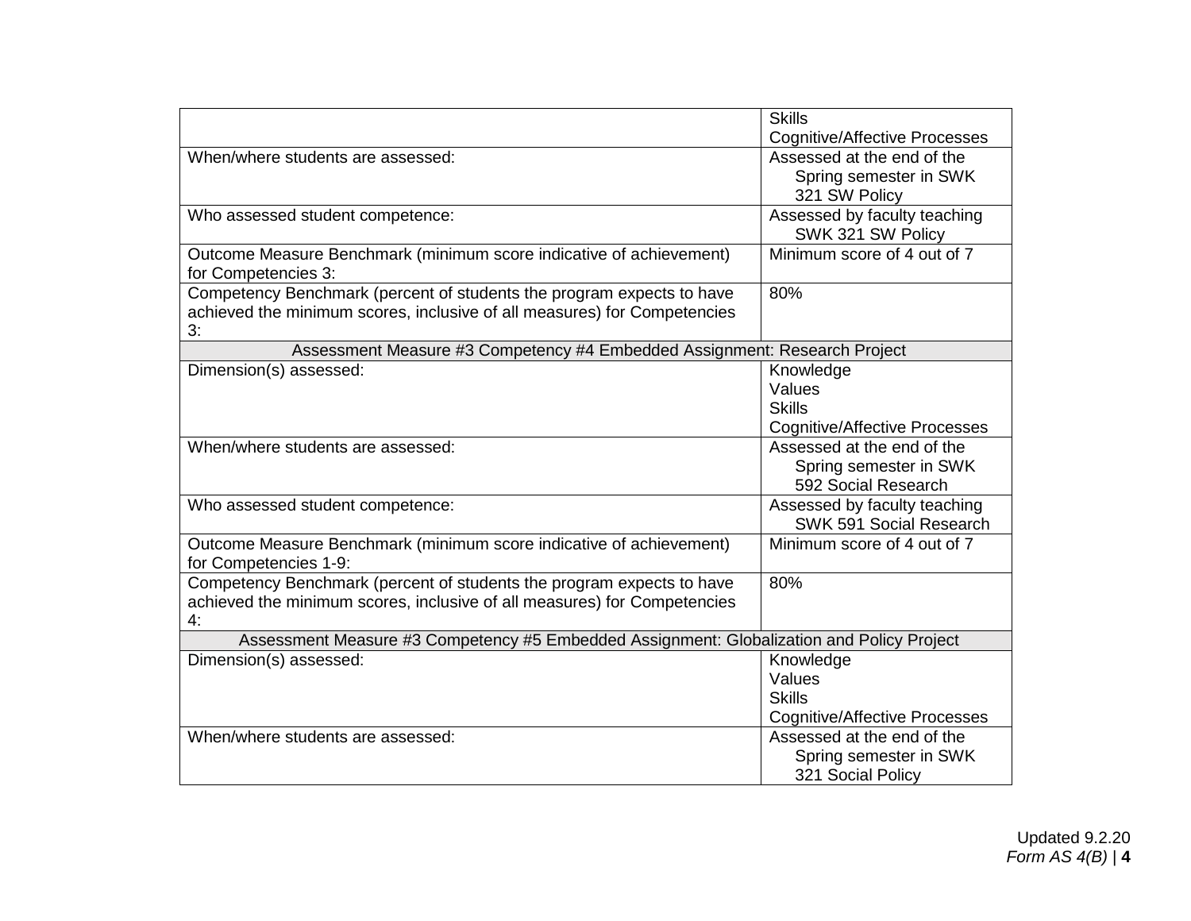| | |
|---|---|
| | Skills<br>Cognitive/Affective Processes |
| When/where students are assessed: | Assessed at the end of the Spring semester in SWK 321 SW Policy |
| Who assessed student competence: | Assessed by faculty teaching SWK 321 SW Policy |
| Outcome Measure Benchmark (minimum score indicative of achievement) for Competencies 3: | Minimum score of 4 out of 7 |
| Competency Benchmark (percent of students the program expects to have achieved the minimum scores, inclusive of all measures) for Competencies 3: | 80% |
| **Assessment Measure #3 Competency #4 Embedded Assignment: Research Project** | |
| Dimension(s) assessed: | Knowledge<br>Values<br>Skills<br>Cognitive/Affective Processes |
| When/where students are assessed: | Assessed at the end of the Spring semester in SWK 592 Social Research |
| Who assessed student competence: | Assessed by faculty teaching SWK 591 Social Research |
| Outcome Measure Benchmark (minimum score indicative of achievement) for Competencies 1-9: | Minimum score of 4 out of 7 |
| Competency Benchmark (percent of students the program expects to have achieved the minimum scores, inclusive of all measures) for Competencies 4: | 80% |
| **Assessment Measure #3 Competency #5 Embedded Assignment: Globalization and Policy Project** | |
| Dimension(s) assessed: | Knowledge<br>Values<br>Skills<br>Cognitive/Affective Processes |
| When/where students are assessed: | Assessed at the end of the Spring semester in SWK 321 Social Policy |

Updated 9.2.20
*Form AS 4(B)*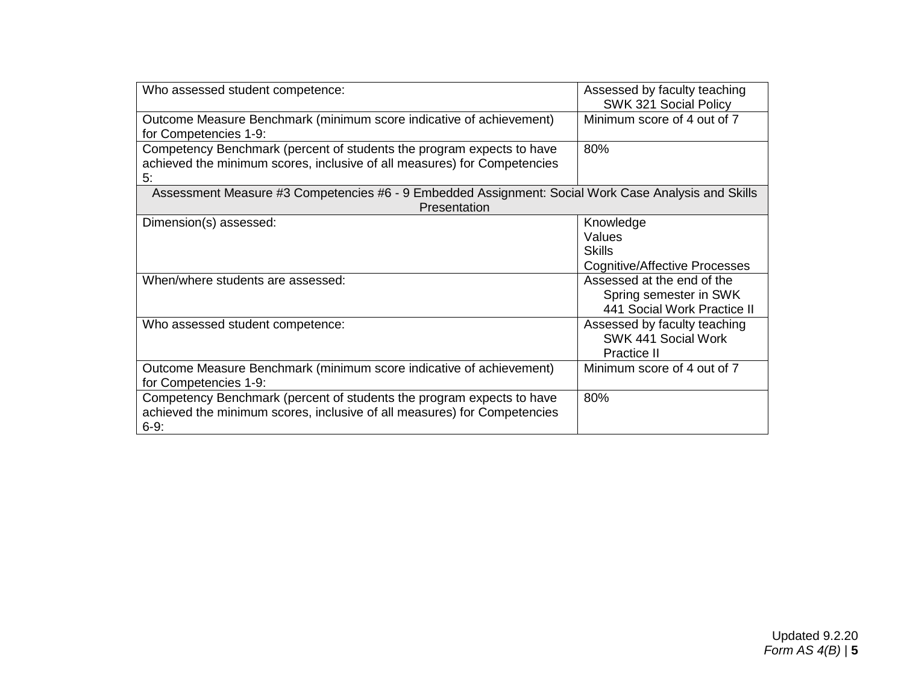| | |
|---|---|
| Who assessed student competence: | Assessed by faculty teaching SWK 321 Social Policy |
| Outcome Measure Benchmark (minimum score indicative of achievement) for Competencies 1-9: | Minimum score of 4 out of 7 |
| Competency Benchmark (percent of students the program expects to have achieved the minimum scores, inclusive of all measures) for Competencies 5: | 80% |
| Assessment Measure #3 Competencies #6 - 9 Embedded Assignment: Social Work Case Analysis and Skills Presentation | |
| Dimension(s) assessed: | Knowledge<br>Values<br>Skills<br>Cognitive/Affective Processes |
| When/where students are assessed: | Assessed at the end of the Spring semester in SWK 441 Social Work Practice II |
| Who assessed student competence: | Assessed by faculty teaching SWK 441 Social Work Practice II |
| Outcome Measure Benchmark (minimum score indicative of achievement) for Competencies 1-9: | Minimum score of 4 out of 7 |
| Competency Benchmark (percent of students the program expects to have achieved the minimum scores, inclusive of all measures) for Competencies 6-9: | 80% |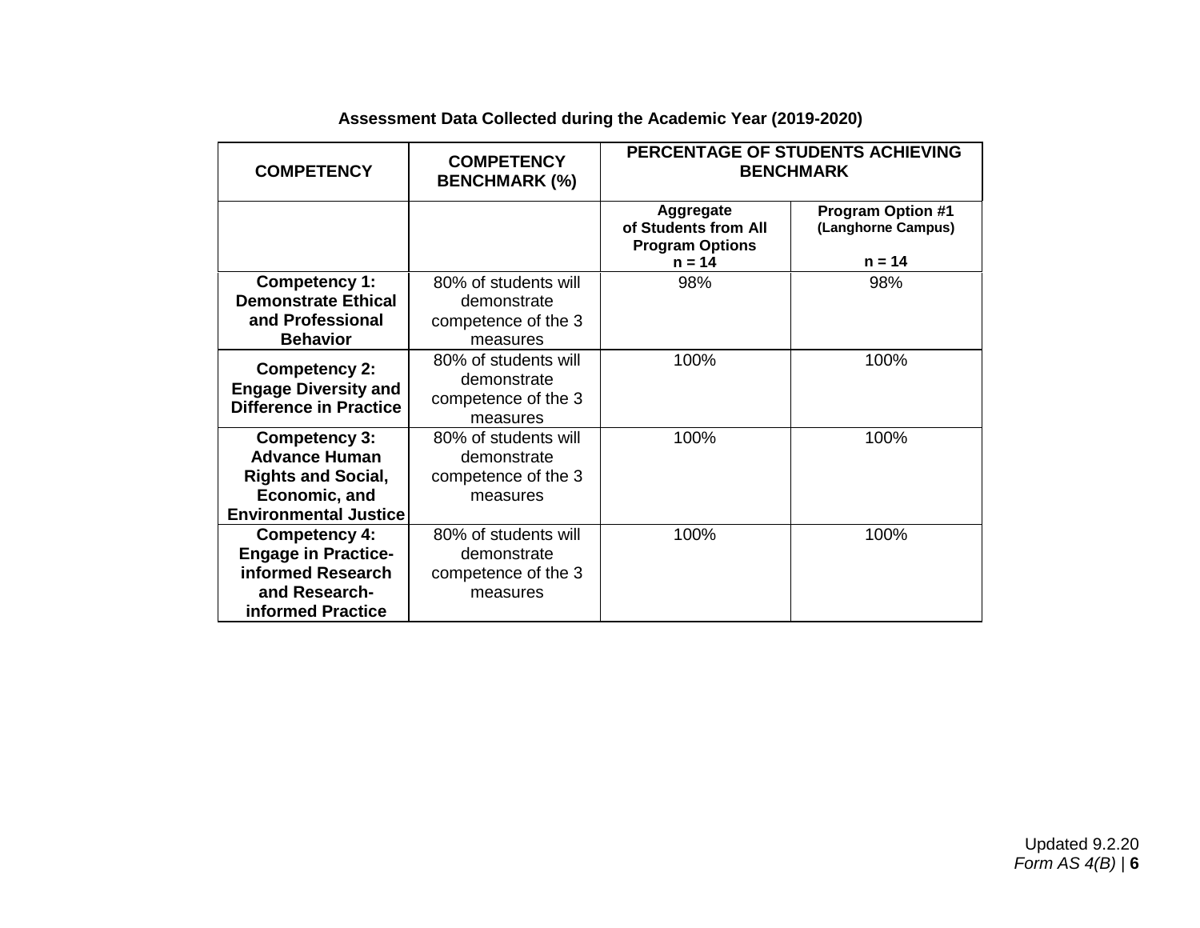**Assessment Data Collected during the Academic Year (2019-2020)**

| COMPETENCY | COMPETENCY BENCHMARK (%) | PERCENTAGE OF STUDENTS ACHIEVING BENCHMARK | |
|---|---|---|---|
| | | **Aggregate of Students from All Program Options n = 14** | **Program Option #1 (Langhorne Campus) n = 14** |
| **Competency 1: Demonstrate Ethical and Professional Behavior** | 80% of students will demonstrate competence of the 3 measures | 98% | 98% |
| **Competency 2: Engage Diversity and Difference in Practice** | 80% of students will demonstrate competence of the 3 measures | 100% | 100% |
| **Competency 3: Advance Human Rights and Social, Economic, and Environmental Justice** | 80% of students will demonstrate competence of the 3 measures | 100% | 100% |
| **Competency 4: Engage in Practice-informed Research and Research-informed Practice** | 80% of students will demonstrate competence of the 3 measures | 100% | 100% |

Updated 9.2.20
*Form AS 4(B)*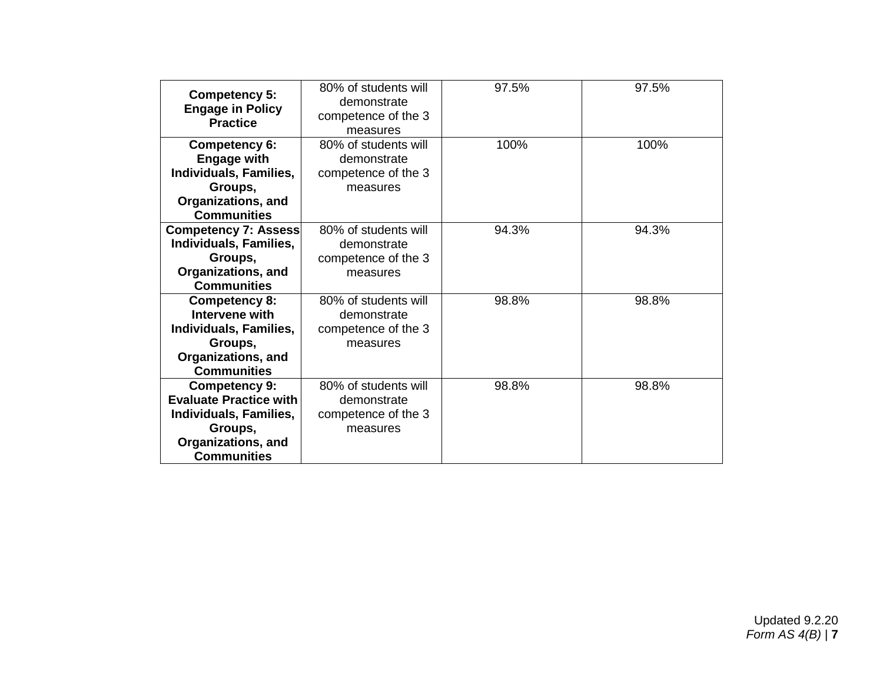| | | | |
|---|---|---|---|
| **Competency 5: Engage in Policy Practice** | 80% of students will demonstrate competence of the 3 measures | 97.5% | 97.5% |
| **Competency 6: Engage with Individuals, Families, Groups, Organizations, and Communities** | 80% of students will demonstrate competence of the 3 measures | 100% | 100% |
| **Competency 7: Assess Individuals, Families, Groups, Organizations, and Communities** | 80% of students will demonstrate competence of the 3 measures | 94.3% | 94.3% |
| **Competency 8: Intervene with Individuals, Families, Groups, Organizations, and Communities** | 80% of students will demonstrate competence of the 3 measures | 98.8% | 98.8% |
| **Competency 9: Evaluate Practice with Individuals, Families, Groups, Organizations, and Communities** | 80% of students will demonstrate competence of the 3 measures | 98.8% | 98.8% |